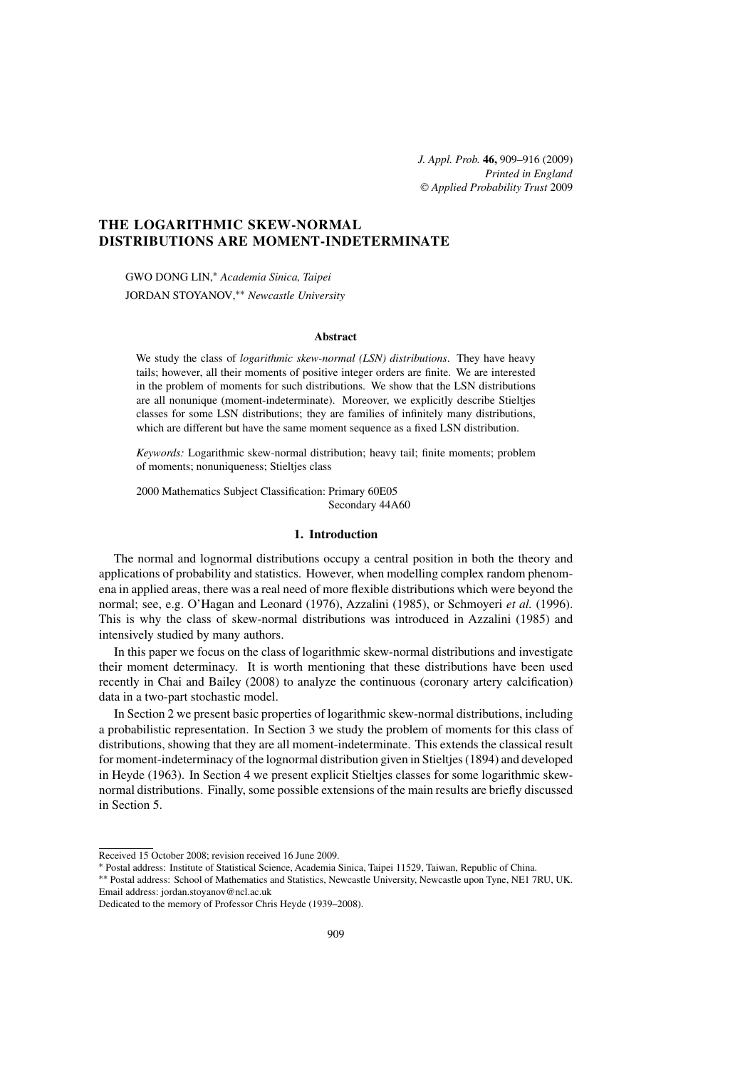# THE LOGARITHMIC SKEW-NORMAL DISTRIBUTIONS ARE MOMENT-INDETERMINATE

GWO DONG LIN,* *Academia Sinica, Taipei*

JORDAN STOYANOV,** *Newcastle University*

### Abstract

We study the class of *logarithmic skew-normal (LSN) distributions*. They have heavy tails; however, all their moments of positive integer orders are finite. We are interested in the problem of moments for such distributions. We show that the LSN distributions are all nonunique (moment-indeterminate). Moreover, we explicitly describe Stieltjes classes for some LSN distributions; they are families of infinitely many distributions, which are different but have the same moment sequence as a fixed LSN distribution.

*Keywords:* Logarithmic skew-normal distribution; heavy tail; finite moments; problem of moments; nonuniqueness; Stieltjes class

2000 Mathematics Subject Classification: Primary 60E05
Secondary 44A60

## 1. Introduction

The normal and lognormal distributions occupy a central position in both the theory and applications of probability and statistics. However, when modelling complex random phenomena in applied areas, there was a real need of more flexible distributions which were beyond the normal; see, e.g. O'Hagan and Leonard (1976), Azzalini (1985), or Schmoyeri *et al.* (1996). This is why the class of skew-normal distributions was introduced in Azzalini (1985) and intensively studied by many authors.

In this paper we focus on the class of logarithmic skew-normal distributions and investigate their moment determinacy. It is worth mentioning that these distributions have been used recently in Chai and Bailey (2008) to analyze the continuous (coronary artery calcification) data in a two-part stochastic model.

In Section 2 we present basic properties of logarithmic skew-normal distributions, including a probabilistic representation. In Section 3 we study the problem of moments for this class of distributions, showing that they are all moment-indeterminate. This extends the classical result for moment-indeterminacy of the lognormal distribution given in Stieltjes (1894) and developed in Heyde (1963). In Section 4 we present explicit Stieltjes classes for some logarithmic skew-normal distributions. Finally, some possible extensions of the main results are briefly discussed in Section 5.

---

Received 15 October 2008; revision received 16 June 2009.

\* Postal address: Institute of Statistical Science, Academia Sinica, Taipei 11529, Taiwan, Republic of China.

\*\* Postal address: School of Mathematics and Statistics, Newcastle University, Newcastle upon Tyne, NE1 7RU, UK. Email address: jordan.stoyanov@ncl.ac.uk

Dedicated to the memory of Professor Chris Heyde (1939–2008).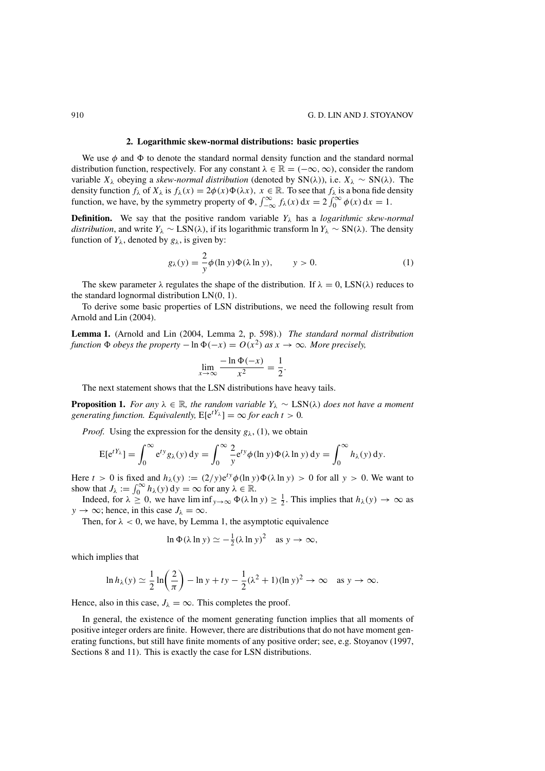## 2. Logarithmic skew-normal distributions: basic properties

We use $\phi$ and $\Phi$ to denote the standard normal density function and the standard normal distribution function, respectively. For any constant $\lambda \in \mathbb{R} = (-\infty, \infty)$, consider the random variable $X_\lambda$ obeying a *skew-normal distribution* (denoted by $\mathrm{SN}(\lambda)$), i.e. $X_\lambda \sim \mathrm{SN}(\lambda)$. The density function $f_\lambda$ of $X_\lambda$ is $f_\lambda(x) = 2\phi(x)\Phi(\lambda x)$, $x \in \mathbb{R}$. To see that $f_\lambda$ is a bona fide density function, we have, by the symmetry property of $\Phi$, $\int_{-\infty}^{\infty} f_\lambda(x)\,\mathrm{d}x = 2\int_0^\infty \phi(x)\,\mathrm{d}x = 1$.

**Definition.** We say that the positive random variable $Y_\lambda$ has a *logarithmic skew-normal distribution*, and write $Y_\lambda \sim \mathrm{LSN}(\lambda)$, if its logarithmic transform $\ln Y_\lambda \sim \mathrm{SN}(\lambda)$. The density function of $Y_\lambda$, denoted by $g_\lambda$, is given by:

$$g_\lambda(y) = \frac{2}{y}\phi(\ln y)\Phi(\lambda \ln y), \qquad y > 0. \tag{1}$$

The skew parameter $\lambda$ regulates the shape of the distribution. If $\lambda = 0$, $\mathrm{LSN}(\lambda)$ reduces to the standard lognormal distribution $\mathrm{LN}(0, 1)$.

To derive some basic properties of LSN distributions, we need the following result from Arnold and Lin (2004).

**Lemma 1.** (Arnold and Lin (2004, Lemma 2, p. 598).) *The standard normal distribution function $\Phi$ obeys the property $-\ln \Phi(-x) = O(x^2)$ as $x \to \infty$. More precisely,*

$$\lim_{x\to\infty} \frac{-\ln \Phi(-x)}{x^2} = \frac{1}{2}.$$

The next statement shows that the LSN distributions have heavy tails.

**Proposition 1.** *For any $\lambda \in \mathbb{R}$, the random variable $Y_\lambda \sim \mathrm{LSN}(\lambda)$ does not have a moment generating function. Equivalently,* $\mathrm{E}[\mathrm{e}^{tY_\lambda}] = \infty$ *for each $t > 0$.*

*Proof.* Using the expression for the density $g_\lambda$, (1), we obtain

$$\mathrm{E}[\mathrm{e}^{tY_\lambda}] = \int_0^\infty \mathrm{e}^{ty} g_\lambda(y)\,\mathrm{d}y = \int_0^\infty \frac{2}{y}\mathrm{e}^{ty}\phi(\ln y)\Phi(\lambda \ln y)\,\mathrm{d}y = \int_0^\infty h_\lambda(y)\,\mathrm{d}y.$$

Here $t > 0$ is fixed and $h_\lambda(y) := (2/y)\mathrm{e}^{ty}\phi(\ln y)\Phi(\lambda \ln y) > 0$ for all $y > 0$. We want to show that $J_\lambda := \int_0^\infty h_\lambda(y)\,\mathrm{d}y = \infty$ for any $\lambda \in \mathbb{R}$.

Indeed, for $\lambda \geq 0$, we have $\liminf_{y\to\infty} \Phi(\lambda \ln y) \geq \frac{1}{2}$. This implies that $h_\lambda(y) \to \infty$ as $y \to \infty$; hence, in this case $J_\lambda = \infty$.

Then, for $\lambda < 0$, we have, by Lemma 1, the asymptotic equivalence

$$\ln \Phi(\lambda \ln y) \simeq -\tfrac{1}{2}(\lambda \ln y)^2 \quad \text{as } y \to \infty,$$

which implies that

$$\ln h_\lambda(y) \simeq \frac{1}{2}\ln\left(\frac{2}{\pi}\right) - \ln y + ty - \frac{1}{2}(\lambda^2 + 1)(\ln y)^2 \to \infty \quad \text{as } y \to \infty.$$

Hence, also in this case, $J_\lambda = \infty$. This completes the proof.

In general, the existence of the moment generating function implies that all moments of positive integer orders are finite. However, there are distributions that do not have moment generating functions, but still have finite moments of any positive order; see, e.g. Stoyanov (1997, Sections 8 and 11). This is exactly the case for LSN distributions.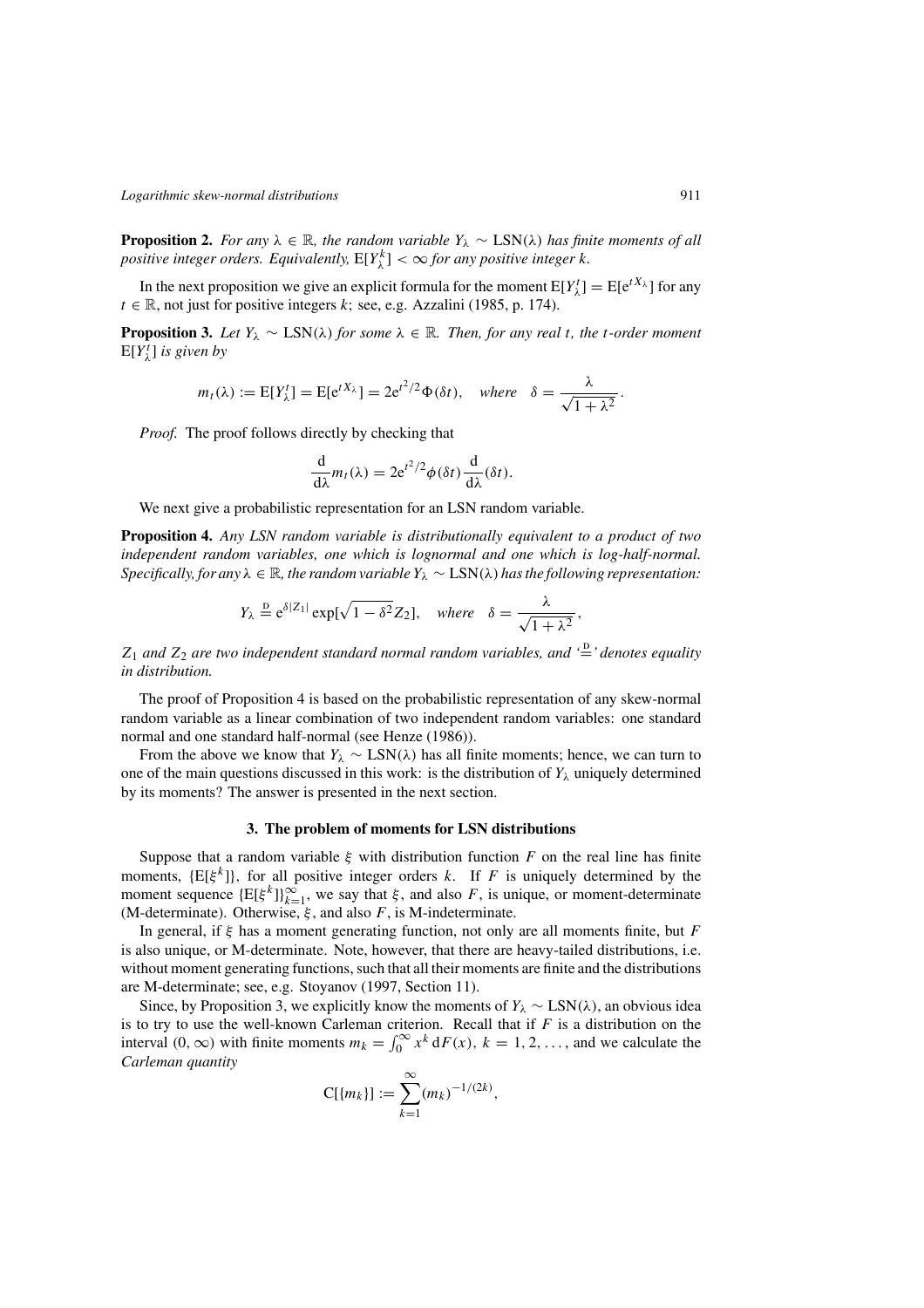**Proposition 2.** *For any $\lambda \in \mathbb{R}$, the random variable $Y_\lambda \sim \mathrm{LSN}(\lambda)$ has finite moments of all positive integer orders. Equivalently, $\mathrm{E}[Y_\lambda^k] < \infty$ for any positive integer $k$.*

In the next proposition we give an explicit formula for the moment $\mathrm{E}[Y_\lambda^t] = \mathrm{E}[\mathrm{e}^{tX_\lambda}]$ for any $t \in \mathbb{R}$, not just for positive integers $k$; see, e.g. Azzalini (1985, p. 174).

**Proposition 3.** *Let $Y_\lambda \sim \mathrm{LSN}(\lambda)$ for some $\lambda \in \mathbb{R}$. Then, for any real $t$, the $t$-order moment $\mathrm{E}[Y_\lambda^t]$ is given by*

$$m_t(\lambda) := \mathrm{E}[Y_\lambda^t] = \mathrm{E}[\mathrm{e}^{tX_\lambda}] = 2\mathrm{e}^{t^2/2}\Phi(\delta t), \quad \textit{where} \quad \delta = \frac{\lambda}{\sqrt{1+\lambda^2}}.$$

*Proof.* The proof follows directly by checking that

$$\frac{\mathrm{d}}{\mathrm{d}\lambda} m_t(\lambda) = 2\mathrm{e}^{t^2/2}\phi(\delta t)\frac{\mathrm{d}}{\mathrm{d}\lambda}(\delta t).$$

We next give a probabilistic representation for an LSN random variable.

**Proposition 4.** *Any LSN random variable is distributionally equivalent to a product of two independent random variables, one which is lognormal and one which is log-half-normal. Specifically, for any $\lambda \in \mathbb{R}$, the random variable $Y_\lambda \sim \mathrm{LSN}(\lambda)$ has the following representation:*

$$Y_\lambda \stackrel{\mathrm{D}}{=} \mathrm{e}^{\delta |Z_1|} \exp[\sqrt{1-\delta^2} Z_2], \quad \textit{where} \quad \delta = \frac{\lambda}{\sqrt{1+\lambda^2}},$$

*$Z_1$ and $Z_2$ are two independent standard normal random variables, and '$\stackrel{\mathrm{D}}{=}$' denotes equality in distribution.*

The proof of Proposition 4 is based on the probabilistic representation of any skew-normal random variable as a linear combination of two independent random variables: one standard normal and one standard half-normal (see Henze (1986)).

From the above we know that $Y_\lambda \sim \mathrm{LSN}(\lambda)$ has all finite moments; hence, we can turn to one of the main questions discussed in this work: is the distribution of $Y_\lambda$ uniquely determined by its moments? The answer is presented in the next section.

## 3. The problem of moments for LSN distributions

Suppose that a random variable $\xi$ with distribution function $F$ on the real line has finite moments, $\{\mathrm{E}[\xi^k]\}$, for all positive integer orders $k$. If $F$ is uniquely determined by the moment sequence $\{\mathrm{E}[\xi^k]\}_{k=1}^{\infty}$, we say that $\xi$, and also $F$, is unique, or moment-determinate (M-determinate). Otherwise, $\xi$, and also $F$, is M-indeterminate.

In general, if $\xi$ has a moment generating function, not only are all moments finite, but $F$ is also unique, or M-determinate. Note, however, that there are heavy-tailed distributions, i.e. without moment generating functions, such that all their moments are finite and the distributions are M-determinate; see, e.g. Stoyanov (1997, Section 11).

Since, by Proposition 3, we explicitly know the moments of $Y_\lambda \sim \mathrm{LSN}(\lambda)$, an obvious idea is to try to use the well-known Carleman criterion. Recall that if $F$ is a distribution on the interval $(0, \infty)$ with finite moments $m_k = \int_0^\infty x^k \, \mathrm{d}F(x)$, $k = 1, 2, \ldots$, and we calculate the *Carleman quantity*

$$\mathrm{C}[\{m_k\}] := \sum_{k=1}^{\infty} (m_k)^{-1/(2k)},$$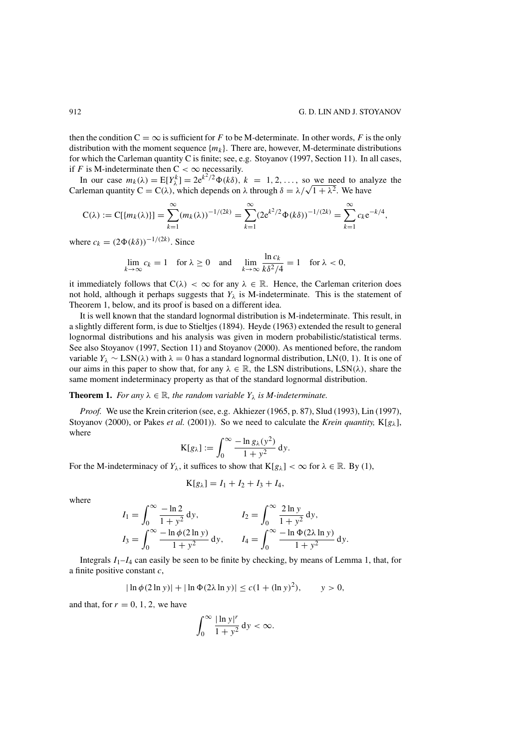then the condition $\mathrm{C} = \infty$ is sufficient for $F$ to be M-determinate. In other words, $F$ is the only distribution with the moment sequence $\{m_k\}$. There are, however, M-determinate distributions for which the Carleman quantity C is finite; see, e.g. Stoyanov (1997, Section 11). In all cases, if $F$ is M-indeterminate then $\mathrm{C} < \infty$ necessarily.

In our case $m_k(\lambda) = \mathrm{E}[Y_\lambda^k] = 2\mathrm{e}^{k^2/2}\Phi(k\delta)$, $k = 1, 2, \ldots$, so we need to analyze the Carleman quantity $\mathrm{C} = \mathrm{C}(\lambda)$, which depends on $\lambda$ through $\delta = \lambda/\sqrt{1+\lambda^2}$. We have

$$\mathrm{C}(\lambda) := \mathrm{C}[\{m_k(\lambda)\}] = \sum_{k=1}^{\infty}(m_k(\lambda))^{-1/(2k)} = \sum_{k=1}^{\infty}(2\mathrm{e}^{k^2/2}\Phi(k\delta))^{-1/(2k)} = \sum_{k=1}^{\infty} c_k \mathrm{e}^{-k/4},$$

where $c_k = (2\Phi(k\delta))^{-1/(2k)}$. Since

$$\lim_{k\to\infty} c_k = 1 \quad \text{for } \lambda \geq 0 \quad \text{and} \quad \lim_{k\to\infty} \frac{\ln c_k}{k\delta^2/4} = 1 \quad \text{for } \lambda < 0,$$

it immediately follows that $\mathrm{C}(\lambda) < \infty$ for any $\lambda \in \mathbb{R}$. Hence, the Carleman criterion does not hold, although it perhaps suggests that $Y_\lambda$ is M-indeterminate. This is the statement of Theorem 1, below, and its proof is based on a different idea.

It is well known that the standard lognormal distribution is M-indeterminate. This result, in a slightly different form, is due to Stieltjes (1894). Heyde (1963) extended the result to general lognormal distributions and his analysis was given in modern probabilistic/statistical terms. See also Stoyanov (1997, Section 11) and Stoyanov (2000). As mentioned before, the random variable $Y_\lambda \sim \mathrm{LSN}(\lambda)$ with $\lambda = 0$ has a standard lognormal distribution, $\mathrm{LN}(0, 1)$. It is one of our aims in this paper to show that, for any $\lambda \in \mathbb{R}$, the LSN distributions, $\mathrm{LSN}(\lambda)$, share the same moment indeterminacy property as that of the standard lognormal distribution.

**Theorem 1.** *For any $\lambda \in \mathbb{R}$, the random variable $Y_\lambda$ is M-indeterminate.*

*Proof.* We use the Krein criterion (see, e.g. Akhiezer (1965, p. 87), Slud (1993), Lin (1997), Stoyanov (2000), or Pakes *et al.* (2001)). So we need to calculate the *Krein quantity,* $\mathrm{K}[g_\lambda]$, where

$$\mathrm{K}[g_\lambda] := \int_0^\infty \frac{-\ln g_\lambda(y^2)}{1+y^2}\,\mathrm{d}y.$$

For the M-indeterminacy of $Y_\lambda$, it suffices to show that $\mathrm{K}[g_\lambda] < \infty$ for $\lambda \in \mathbb{R}$. By (1),

$$\mathrm{K}[g_\lambda] = I_1 + I_2 + I_3 + I_4,$$

where

$$I_1 = \int_0^\infty \frac{-\ln 2}{1+y^2}\,\mathrm{d}y, \qquad I_2 = \int_0^\infty \frac{2\ln y}{1+y^2}\,\mathrm{d}y,$$
$$I_3 = \int_0^\infty \frac{-\ln\phi(2\ln y)}{1+y^2}\,\mathrm{d}y, \qquad I_4 = \int_0^\infty \frac{-\ln\Phi(2\lambda\ln y)}{1+y^2}\,\mathrm{d}y.$$

Integrals $I_1$–$I_4$ can easily be seen to be finite by checking, by means of Lemma 1, that, for a finite positive constant $c$,

$$|\ln\phi(2\ln y)| + |\ln\Phi(2\lambda\ln y)| \leq c(1 + (\ln y)^2), \qquad y > 0,$$

and that, for $r = 0, 1, 2$, we have

$$\int_0^\infty \frac{|\ln y|^r}{1+y^2}\,\mathrm{d}y < \infty.$$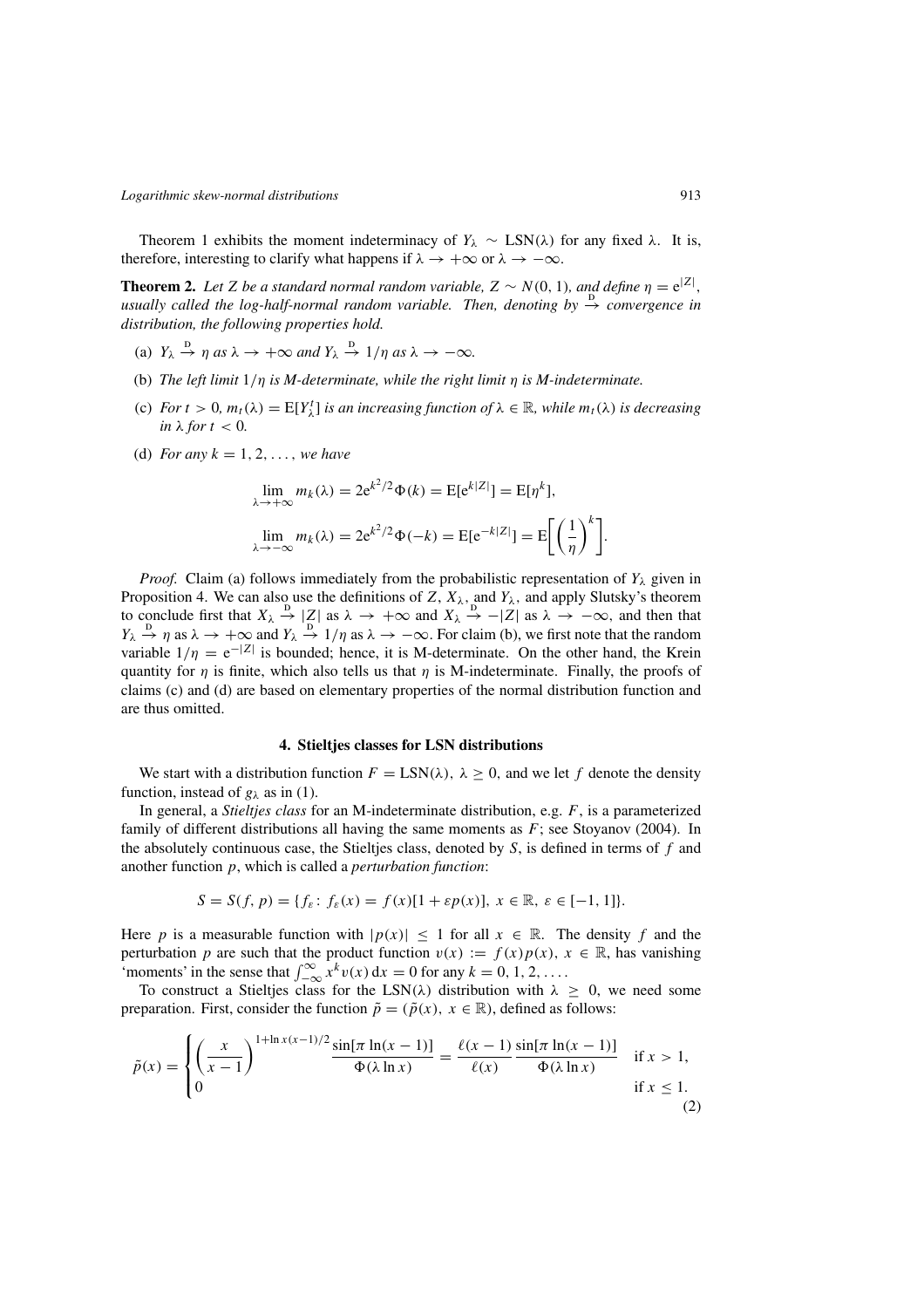Theorem 1 exhibits the moment indeterminacy of $Y_\lambda \sim \text{LSN}(\lambda)$ for any fixed $\lambda$. It is, therefore, interesting to clarify what happens if $\lambda \to +\infty$ or $\lambda \to -\infty$.

**Theorem 2.** *Let $Z$ be a standard normal random variable, $Z \sim N(0, 1)$, and define $\eta = \mathrm{e}^{|Z|}$, usually called the log-half-normal random variable. Then, denoting by $\stackrel{\mathrm{D}}{\to}$ convergence in distribution, the following properties hold.*

(a) *$Y_\lambda \stackrel{\mathrm{D}}{\to} \eta$ as $\lambda \to +\infty$ and $Y_\lambda \stackrel{\mathrm{D}}{\to} 1/\eta$ as $\lambda \to -\infty$.*

(b) *The left limit $1/\eta$ is M-determinate, while the right limit $\eta$ is M-indeterminate.*

(c) *For $t > 0$, $m_t(\lambda) = \mathrm{E}[Y_\lambda^t]$ is an increasing function of $\lambda \in \mathbb{R}$, while $m_t(\lambda)$ is decreasing in $\lambda$ for $t < 0$.*

(d) *For any $k = 1, 2, \ldots,$ we have*

$$\lim_{\lambda \to +\infty} m_k(\lambda) = 2\mathrm{e}^{k^2/2}\Phi(k) = \mathrm{E}[\mathrm{e}^{k|Z|}] = \mathrm{E}[\eta^k],$$

$$\lim_{\lambda \to -\infty} m_k(\lambda) = 2\mathrm{e}^{k^2/2}\Phi(-k) = \mathrm{E}[\mathrm{e}^{-k|Z|}] = \mathrm{E}\left[\left(\frac{1}{\eta}\right)^k\right].$$

*Proof.* Claim (a) follows immediately from the probabilistic representation of $Y_\lambda$ given in Proposition 4. We can also use the definitions of $Z$, $X_\lambda$, and $Y_\lambda$, and apply Slutsky's theorem to conclude first that $X_\lambda \stackrel{\mathrm{D}}{\to} |Z|$ as $\lambda \to +\infty$ and $X_\lambda \stackrel{\mathrm{D}}{\to} -|Z|$ as $\lambda \to -\infty$, and then that $Y_\lambda \stackrel{\mathrm{D}}{\to} \eta$ as $\lambda \to +\infty$ and $Y_\lambda \stackrel{\mathrm{D}}{\to} 1/\eta$ as $\lambda \to -\infty$. For claim (b), we first note that the random variable $1/\eta = \mathrm{e}^{-|Z|}$ is bounded; hence, it is M-determinate. On the other hand, the Krein quantity for $\eta$ is finite, which also tells us that $\eta$ is M-indeterminate. Finally, the proofs of claims (c) and (d) are based on elementary properties of the normal distribution function and are thus omitted.

## 4. Stieltjes classes for LSN distributions

We start with a distribution function $F = \text{LSN}(\lambda)$, $\lambda \geq 0$, and we let $f$ denote the density function, instead of $g_\lambda$ as in (1).

In general, a *Stieltjes class* for an M-indeterminate distribution, e.g. $F$, is a parameterized family of different distributions all having the same moments as $F$; see Stoyanov (2004). In the absolutely continuous case, the Stieltjes class, denoted by $S$, is defined in terms of $f$ and another function $p$, which is called a *perturbation function*:

$$S = S(f, p) = \{f_\varepsilon \colon f_\varepsilon(x) = f(x)[1 + \varepsilon p(x)],\ x \in \mathbb{R},\ \varepsilon \in [-1, 1]\}.$$

Here $p$ is a measurable function with $|p(x)| \leq 1$ for all $x \in \mathbb{R}$. The density $f$ and the perturbation $p$ are such that the product function $v(x) := f(x)p(x)$, $x \in \mathbb{R}$, has vanishing 'moments' in the sense that $\int_{-\infty}^{\infty} x^k v(x)\,\mathrm{d}x = 0$ for any $k = 0, 1, 2, \ldots.$

To construct a Stieltjes class for the LSN($\lambda$) distribution with $\lambda \geq 0$, we need some preparation. First, consider the function $\tilde{p} = (\tilde{p}(x),\ x \in \mathbb{R})$, defined as follows:

$$\tilde{p}(x) = \begin{cases} \left(\dfrac{x}{x-1}\right)^{1+\ln x(x-1)/2} \dfrac{\sin[\pi \ln(x-1)]}{\Phi(\lambda \ln x)} = \dfrac{\ell(x-1)}{\ell(x)} \dfrac{\sin[\pi \ln(x-1)]}{\Phi(\lambda \ln x)} & \text{if } x > 1, \\ 0 & \text{if } x \leq 1. \end{cases} \tag{2}$$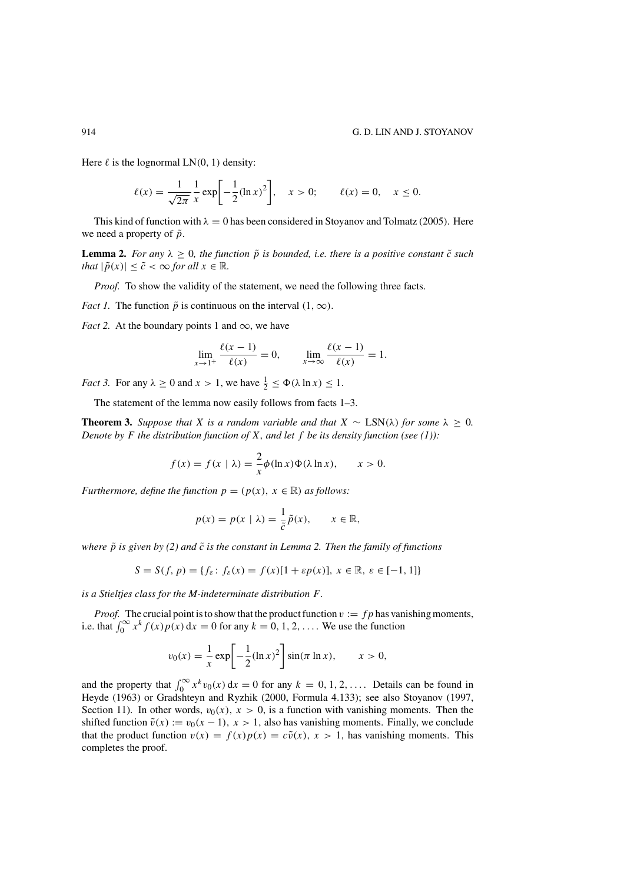Here $\ell$ is the lognormal LN(0, 1) density:

$$\ell(x) = \frac{1}{\sqrt{2\pi}} \frac{1}{x} \exp\left[-\frac{1}{2}(\ln x)^2\right], \quad x > 0; \qquad \ell(x) = 0, \quad x \le 0.$$

This kind of function with $\lambda = 0$ has been considered in Stoyanov and Tolmatz (2005). Here we need a property of $\tilde{p}$.

**Lemma 2.** *For any $\lambda \ge 0$, the function $\tilde{p}$ is bounded, i.e. there is a positive constant $\tilde{c}$ such that $|\tilde{p}(x)| \le \tilde{c} < \infty$ for all $x \in \mathbb{R}$.*

*Proof.* To show the validity of the statement, we need the following three facts.

*Fact 1.* The function $\tilde{p}$ is continuous on the interval $(1, \infty)$.

*Fact 2.* At the boundary points 1 and $\infty$, we have

$$\lim_{x \to 1^+} \frac{\ell(x-1)}{\ell(x)} = 0, \qquad \lim_{x \to \infty} \frac{\ell(x-1)}{\ell(x)} = 1.$$

*Fact 3.* For any $\lambda \ge 0$ and $x > 1$, we have $\frac{1}{2} \le \Phi(\lambda \ln x) \le 1$.

The statement of the lemma now easily follows from facts 1–3.

**Theorem 3.** *Suppose that $X$ is a random variable and that $X \sim$ LSN($\lambda$) for some $\lambda \ge 0$. Denote by $F$ the distribution function of $X$, and let $f$ be its density function (see (1)):*

$$f(x) = f(x \mid \lambda) = \frac{2}{x}\phi(\ln x)\Phi(\lambda \ln x), \qquad x > 0.$$

*Furthermore, define the function $p = (p(x),\ x \in \mathbb{R})$ as follows:*

$$p(x) = p(x \mid \lambda) = \frac{1}{\tilde{c}}\tilde{p}(x), \qquad x \in \mathbb{R},$$

*where $\tilde{p}$ is given by (2) and $\tilde{c}$ is the constant in Lemma 2. Then the family of functions*

$$S = S(f, p) = \{f_\varepsilon \colon f_\varepsilon(x) = f(x)[1 + \varepsilon p(x)],\ x \in \mathbb{R},\ \varepsilon \in [-1, 1]\}$$

*is a Stieltjes class for the M-indeterminate distribution $F$.*

*Proof.* The crucial point is to show that the product function $v := fp$ has vanishing moments, i.e. that $\int_0^\infty x^k f(x) p(x)\,\mathrm{d}x = 0$ for any $k = 0, 1, 2, \ldots$. We use the function

$$v_0(x) = \frac{1}{x} \exp\left[-\frac{1}{2}(\ln x)^2\right] \sin(\pi \ln x), \qquad x > 0,$$

and the property that $\int_0^\infty x^k v_0(x)\,\mathrm{d}x = 0$ for any $k = 0, 1, 2, \ldots$. Details can be found in Heyde (1963) or Gradshteyn and Ryzhik (2000, Formula 4.133); see also Stoyanov (1997, Section 11). In other words, $v_0(x)$, $x > 0$, is a function with vanishing moments. Then the shifted function $\tilde{v}(x) := v_0(x-1)$, $x > 1$, also has vanishing moments. Finally, we conclude that the product function $v(x) = f(x)p(x) = c\tilde{v}(x)$, $x > 1$, has vanishing moments. This completes the proof.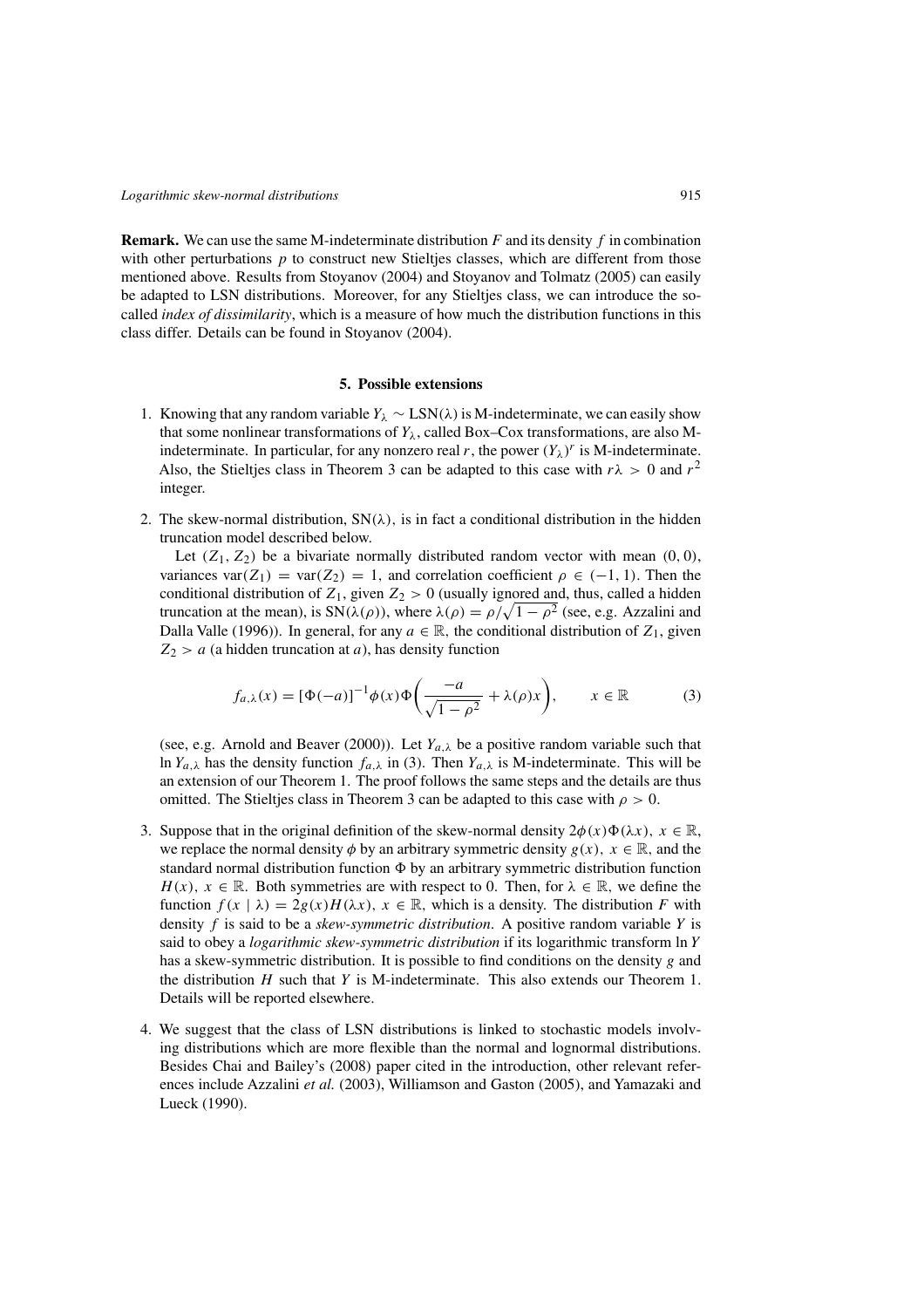**Remark.** We can use the same M-indeterminate distribution $F$ and its density $f$ in combination with other perturbations $p$ to construct new Stieltjes classes, which are different from those mentioned above. Results from Stoyanov (2004) and Stoyanov and Tolmatz (2005) can easily be adapted to LSN distributions. Moreover, for any Stieltjes class, we can introduce the so-called *index of dissimilarity*, which is a measure of how much the distribution functions in this class differ. Details can be found in Stoyanov (2004).

## 5. Possible extensions

1. Knowing that any random variable $Y_\lambda \sim \mathrm{LSN}(\lambda)$ is M-indeterminate, we can easily show that some nonlinear transformations of $Y_\lambda$, called Box–Cox transformations, are also M-indeterminate. In particular, for any nonzero real $r$, the power $(Y_\lambda)^r$ is M-indeterminate. Also, the Stieltjes class in Theorem 3 can be adapted to this case with $r\lambda > 0$ and $r^2$ integer.

2. The skew-normal distribution, $\mathrm{SN}(\lambda)$, is in fact a conditional distribution in the hidden truncation model described below.

   Let $(Z_1, Z_2)$ be a bivariate normally distributed random vector with mean $(0, 0)$, variances $\mathrm{var}(Z_1) = \mathrm{var}(Z_2) = 1$, and correlation coefficient $\rho \in (-1, 1)$. Then the conditional distribution of $Z_1$, given $Z_2 > 0$ (usually ignored and, thus, called a hidden truncation at the mean), is $\mathrm{SN}(\lambda(\rho))$, where $\lambda(\rho) = \rho/\sqrt{1-\rho^2}$ (see, e.g. Azzalini and Dalla Valle (1996)). In general, for any $a \in \mathbb{R}$, the conditional distribution of $Z_1$, given $Z_2 > a$ (a hidden truncation at $a$), has density function

   $$f_{a,\lambda}(x) = [\Phi(-a)]^{-1}\phi(x)\Phi\left(\frac{-a}{\sqrt{1-\rho^2}} + \lambda(\rho)x\right), \qquad x \in \mathbb{R} \tag{3}$$

   (see, e.g. Arnold and Beaver (2000)). Let $Y_{a,\lambda}$ be a positive random variable such that $\ln Y_{a,\lambda}$ has the density function $f_{a,\lambda}$ in (3). Then $Y_{a,\lambda}$ is M-indeterminate. This will be an extension of our Theorem 1. The proof follows the same steps and the details are thus omitted. The Stieltjes class in Theorem 3 can be adapted to this case with $\rho > 0$.

3. Suppose that in the original definition of the skew-normal density $2\phi(x)\Phi(\lambda x)$, $x \in \mathbb{R}$, we replace the normal density $\phi$ by an arbitrary symmetric density $g(x)$, $x \in \mathbb{R}$, and the standard normal distribution function $\Phi$ by an arbitrary symmetric distribution function $H(x)$, $x \in \mathbb{R}$. Both symmetries are with respect to 0. Then, for $\lambda \in \mathbb{R}$, we define the function $f(x \mid \lambda) = 2g(x)H(\lambda x)$, $x \in \mathbb{R}$, which is a density. The distribution $F$ with density $f$ is said to be a *skew-symmetric distribution*. A positive random variable $Y$ is said to obey a *logarithmic skew-symmetric distribution* if its logarithmic transform $\ln Y$ has a skew-symmetric distribution. It is possible to find conditions on the density $g$ and the distribution $H$ such that $Y$ is M-indeterminate. This also extends our Theorem 1. Details will be reported elsewhere.

4. We suggest that the class of LSN distributions is linked to stochastic models involving distributions which are more flexible than the normal and lognormal distributions. Besides Chai and Bailey's (2008) paper cited in the introduction, other relevant references include Azzalini *et al.* (2003), Williamson and Gaston (2005), and Yamazaki and Lueck (1990).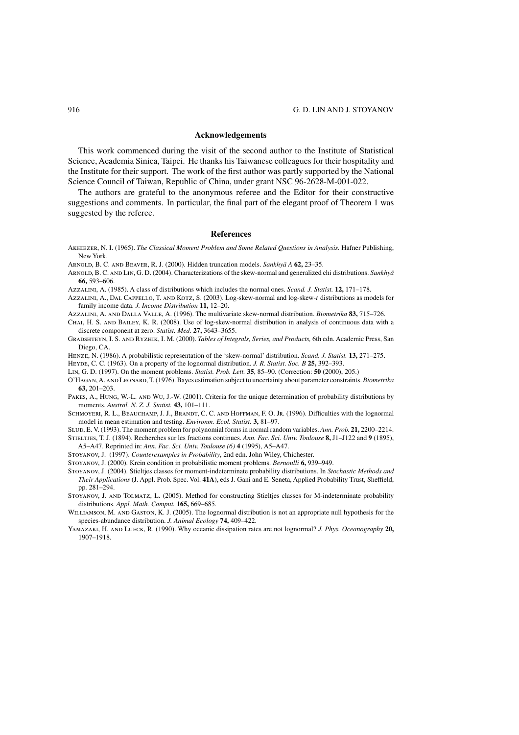## Acknowledgements

This work commenced during the visit of the second author to the Institute of Statistical Science, Academia Sinica, Taipei. He thanks his Taiwanese colleagues for their hospitality and the Institute for their support. The work of the first author was partly supported by the National Science Council of Taiwan, Republic of China, under grant NSC 96-2628-M-001-022.

The authors are grateful to the anonymous referee and the Editor for their constructive suggestions and comments. In particular, the final part of the elegant proof of Theorem 1 was suggested by the referee.

## References

Akhiezer, N. I. (1965). *The Classical Moment Problem and Some Related Questions in Analysis.* Hafner Publishing, New York.

Arnold, B. C. and Beaver, R. J. (2000). Hidden truncation models. *Sankhyā A* **62,** 23–35.

Arnold, B. C. and Lin, G. D. (2004). Characterizations of the skew-normal and generalized chi distributions. *Sankhyā* **66,** 593–606.

Azzalini, A. (1985). A class of distributions which includes the normal ones. *Scand. J. Statist.* **12,** 171–178.

Azzalini, A., Dal Cappello, T. and Kotz, S. (2003). Log-skew-normal and log-skew-*t* distributions as models for family income data. *J. Income Distribution* **11,** 12–20.

Azzalini, A. and Dalla Valle, A. (1996). The multivariate skew-normal distribution. *Biometrika* **83,** 715–726.

Chai, H. S. and Bailey, K. R. (2008). Use of log-skew-normal distribution in analysis of continuous data with a discrete component at zero. *Statist. Med.* **27,** 3643–3655.

Gradshteyn, I. S. and Ryzhik, I. M. (2000). *Tables of Integrals, Series, and Products,* 6th edn. Academic Press, San Diego, CA.

Henze, N. (1986). A probabilistic representation of the 'skew-normal' distribution. *Scand. J. Statist.* **13,** 271–275.

Heyde, C. C. (1963). On a property of the lognormal distribution. *J. R. Statist. Soc. B* **25,** 392–393.

Lin, G. D. (1997). On the moment problems. *Statist. Prob. Lett.* **35**, 85–90. (Correction: **50** (2000), 205.)

O'Hagan, A. and Leonard, T. (1976). Bayes estimation subject to uncertainty about parameter constraints. *Biometrika* **63,** 201–203.

Pakes, A., Hung, W.-L. and Wu, J.-W. (2001). Criteria for the unique determination of probability distributions by moments. *Austral. N. Z. J. Statist.* **43,** 101–111.

Schmoyeri, R. L., Beauchamp, J. J., Brandt, C. C. and Hoffman, F. O. Jr. (1996). Difficulties with the lognormal model in mean estimation and testing. *Environm. Ecol. Statist.* **3,** 81–97.

Slud, E. V. (1993). The moment problem for polynomial forms in normal random variables. *Ann. Prob.* **21,** 2200–2214.

Stieltjes, T. J. (1894). Recherches sur les fractions continues. *Ann. Fac. Sci. Univ. Toulouse* **8,** J1–J122 and **9** (1895), A5–A47. Reprinted in: *Ann. Fac. Sci. Univ. Toulouse (6)* **4** (1995), A5–A47.

Stoyanov, J. (1997). *Counterexamples in Probability*, 2nd edn. John Wiley, Chichester.

Stoyanov, J. (2000). Krein condition in probabilistic moment problems. *Bernoulli* **6,** 939–949.

Stoyanov, J. (2004). Stieltjes classes for moment-indeterminate probability distributions. In *Stochastic Methods and Their Applications* (J. Appl. Prob. Spec. Vol. **41A**), eds J. Gani and E. Seneta, Applied Probability Trust, Sheffield, pp. 281–294.

Stoyanov, J. and Tolmatz, L. (2005). Method for constructing Stieltjes classes for M-indeterminate probability distributions. *Appl. Math. Comput.* **165,** 669–685.

Williamson, M. and Gaston, K. J. (2005). The lognormal distribution is not an appropriate null hypothesis for the species-abundance distribution. *J. Animal Ecology* **74,** 409–422.

Yamazaki, H. and Lueck, R. (1990). Why oceanic dissipation rates are not lognormal? *J. Phys. Oceanography* **20,** 1907–1918.